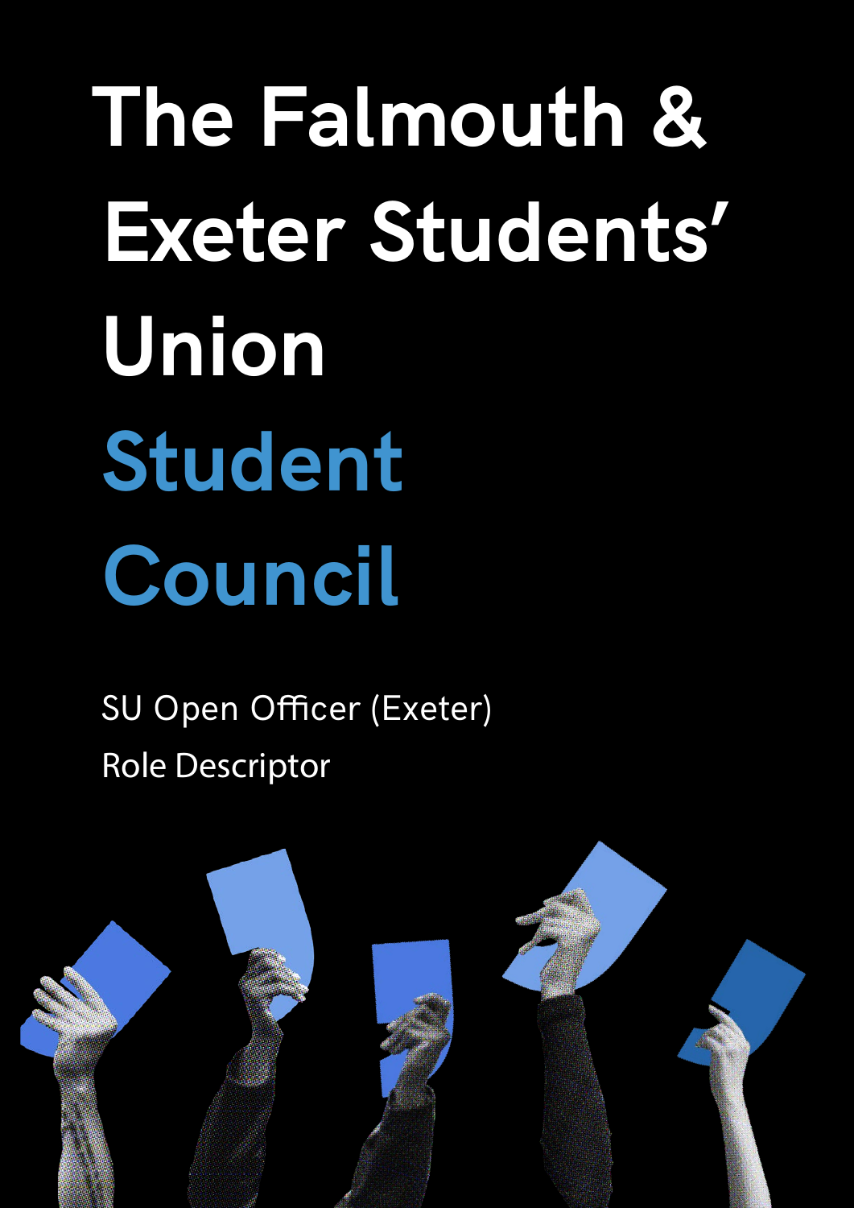# The Falmouth & Exeter Students' Union

# Student Council

SU Open Officer (Exeter)

Role Descriptor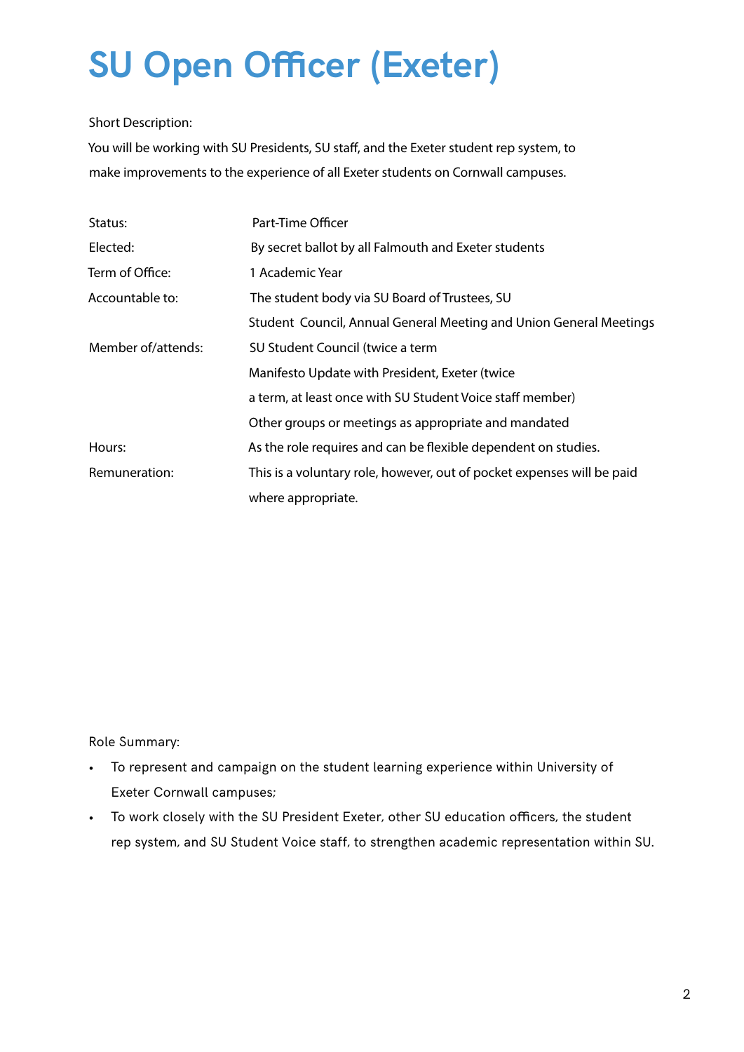# SU Open Officer (Exeter)

Short Description:

You will be working with SU Presidents, SU staff, and the Exeter student rep system, to make improvements to the experience of all Exeter students on Cornwall campuses.

| | |
|---|---|
| Status: | Part-Time Officer |
| Elected: | By secret ballot by all Falmouth and Exeter students |
| Term of Office: | 1 Academic Year |
| Accountable to: | The student body via SU Board of Trustees, SU Student Council, Annual General Meeting and Union General Meetings |
| Member of/attends: | SU Student Council (twice a term<br>Manifesto Update with President, Exeter (twice a term, at least once with SU Student Voice staff member)<br>Other groups or meetings as appropriate and mandated |
| Hours: | As the role requires and can be flexible dependent on studies. |
| Remuneration: | This is a voluntary role, however, out of pocket expenses will be paid where appropriate. |

Role Summary:

- To represent and campaign on the student learning experience within University of Exeter Cornwall campuses;
- To work closely with the SU President Exeter, other SU education officers, the student rep system, and SU Student Voice staff, to strengthen academic representation within SU.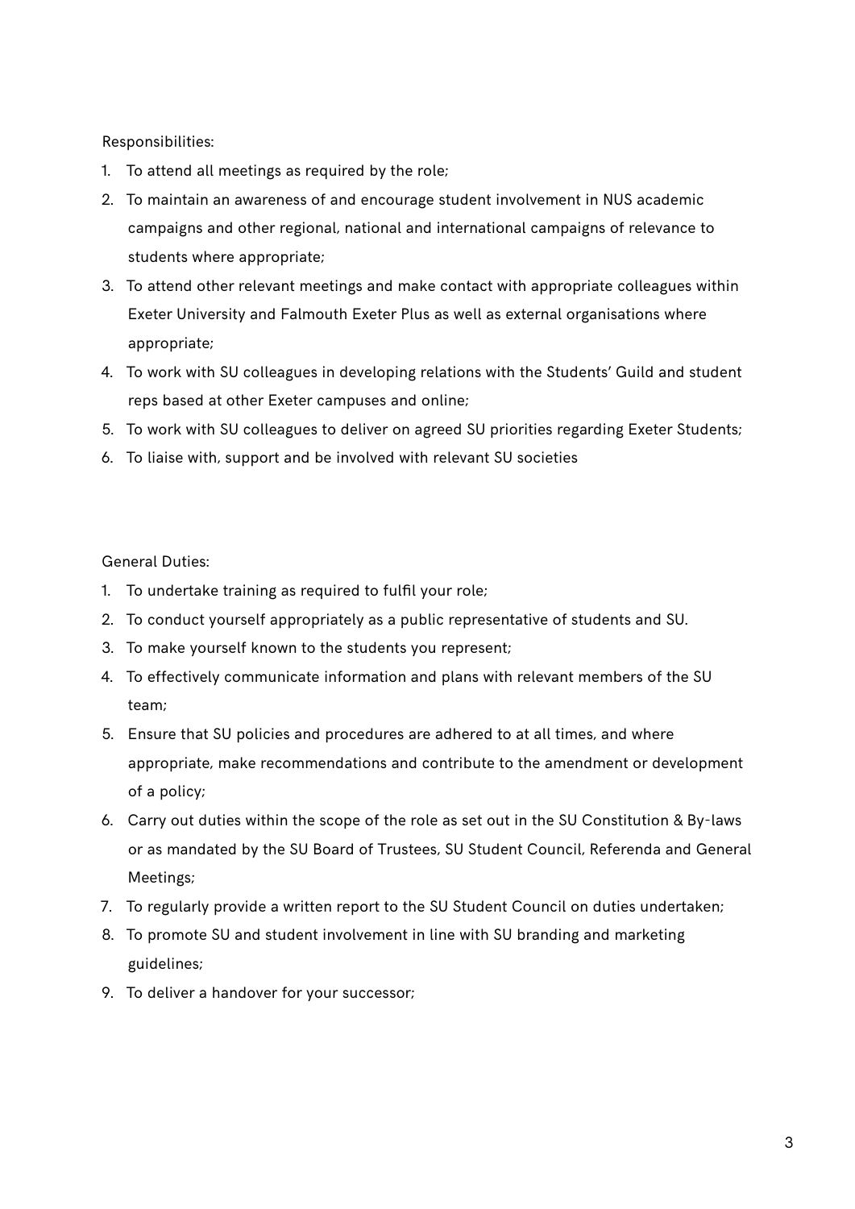Responsibilities:

1. To attend all meetings as required by the role;
2. To maintain an awareness of and encourage student involvement in NUS academic campaigns and other regional, national and international campaigns of relevance to students where appropriate;
3. To attend other relevant meetings and make contact with appropriate colleagues within Exeter University and Falmouth Exeter Plus as well as external organisations where appropriate;
4. To work with SU colleagues in developing relations with the Students' Guild and student reps based at other Exeter campuses and online;
5. To work with SU colleagues to deliver on agreed SU priorities regarding Exeter Students;
6. To liaise with, support and be involved with relevant SU societies

General Duties:

1. To undertake training as required to fulfil your role;
2. To conduct yourself appropriately as a public representative of students and SU.
3. To make yourself known to the students you represent;
4. To effectively communicate information and plans with relevant members of the SU team;
5. Ensure that SU policies and procedures are adhered to at all times, and where appropriate, make recommendations and contribute to the amendment or development of a policy;
6. Carry out duties within the scope of the role as set out in the SU Constitution & By-laws or as mandated by the SU Board of Trustees, SU Student Council, Referenda and General Meetings;
7. To regularly provide a written report to the SU Student Council on duties undertaken;
8. To promote SU and student involvement in line with SU branding and marketing guidelines;
9. To deliver a handover for your successor;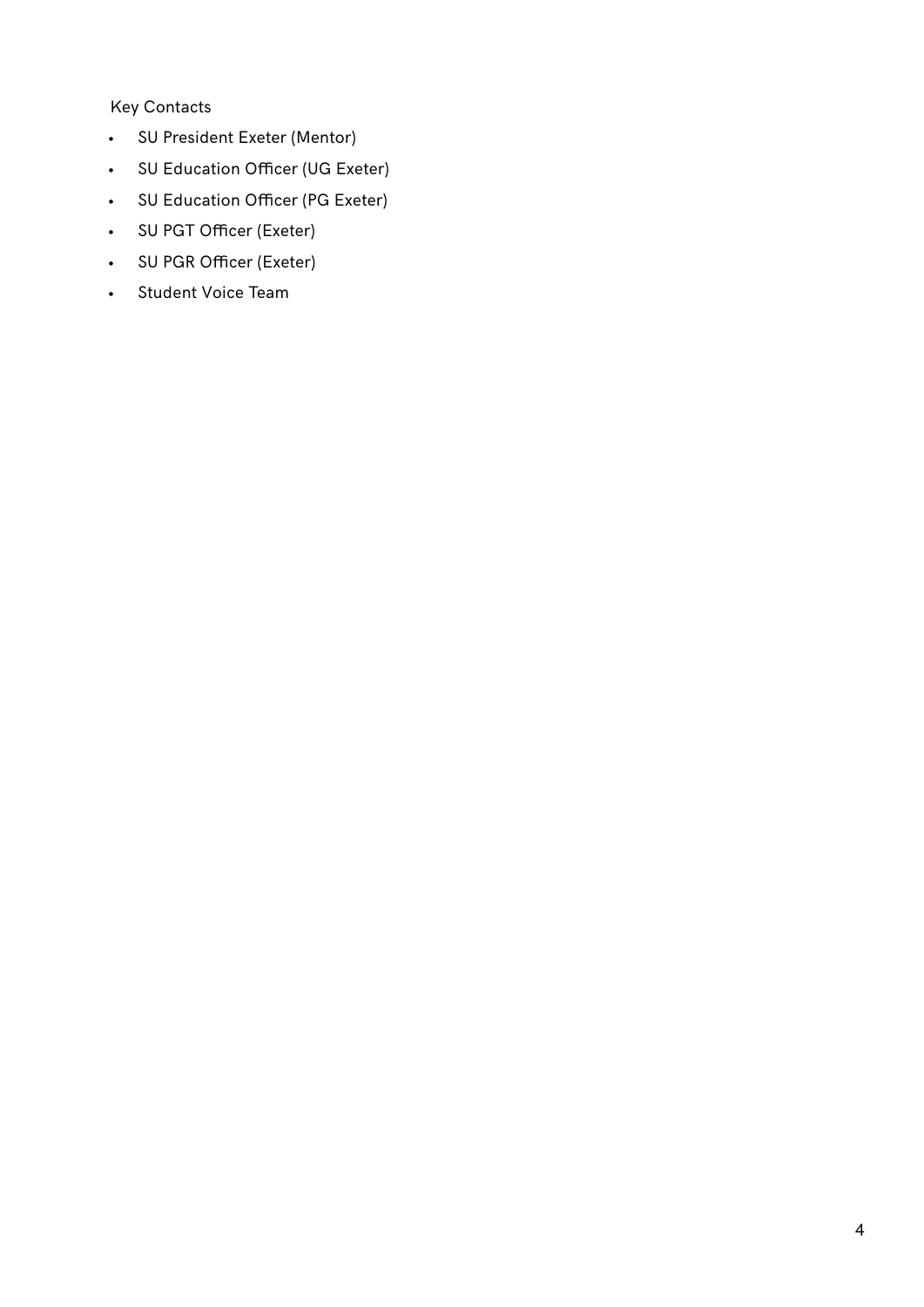Key Contacts

- SU President Exeter (Mentor)
- SU Education Officer (UG Exeter)
- SU Education Officer (PG Exeter)
- SU PGT Officer (Exeter)
- SU PGR Officer (Exeter)
- Student Voice Team